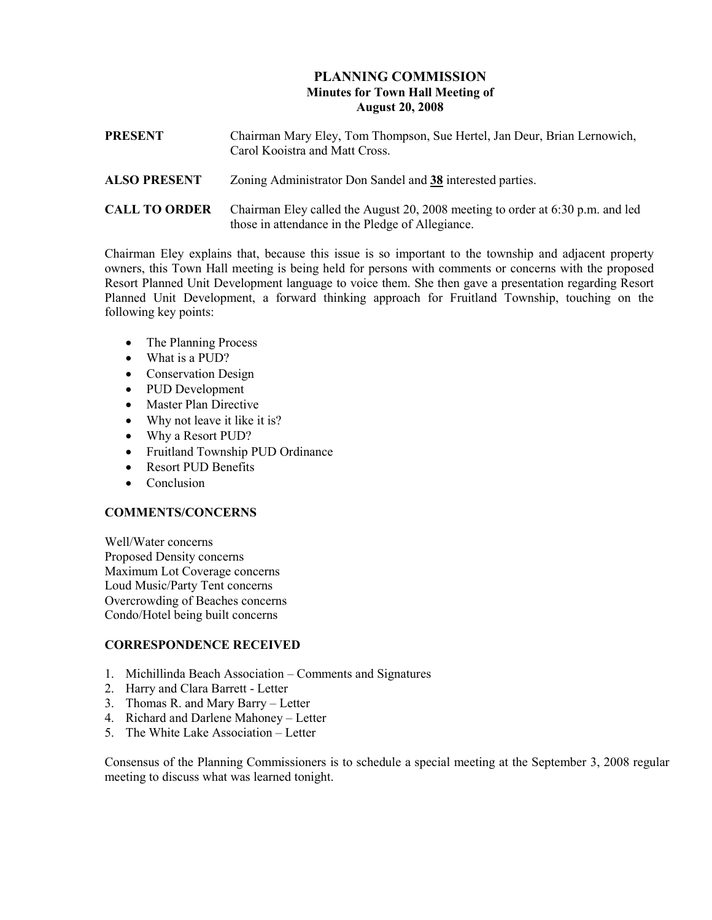# PLANNING COMMISSION
## Minutes for Town Hall Meeting of August 20, 2008

**PRESENT** Chairman Mary Eley, Tom Thompson, Sue Hertel, Jan Deur, Brian Lernowich, Carol Kooistra and Matt Cross.

**ALSO PRESENT** Zoning Administrator Don Sandel and **38** interested parties.

**CALL TO ORDER** Chairman Eley called the August 20, 2008 meeting to order at 6:30 p.m. and led those in attendance in the Pledge of Allegiance.

Chairman Eley explains that, because this issue is so important to the township and adjacent property owners, this Town Hall meeting is being held for persons with comments or concerns with the proposed Resort Planned Unit Development language to voice them. She then gave a presentation regarding Resort Planned Unit Development, a forward thinking approach for Fruitland Township, touching on the following key points:

- The Planning Process
- What is a PUD?
- Conservation Design
- PUD Development
- Master Plan Directive
- Why not leave it like it is?
- Why a Resort PUD?
- Fruitland Township PUD Ordinance
- Resort PUD Benefits
- Conclusion

### COMMENTS/CONCERNS

Well/Water concerns
Proposed Density concerns
Maximum Lot Coverage concerns
Loud Music/Party Tent concerns
Overcrowding of Beaches concerns
Condo/Hotel being built concerns

### CORRESPONDENCE RECEIVED

1. Michillinda Beach Association – Comments and Signatures
2. Harry and Clara Barrett - Letter
3. Thomas R. and Mary Barry – Letter
4. Richard and Darlene Mahoney – Letter
5. The White Lake Association – Letter

Consensus of the Planning Commissioners is to schedule a special meeting at the September 3, 2008 regular meeting to discuss what was learned tonight.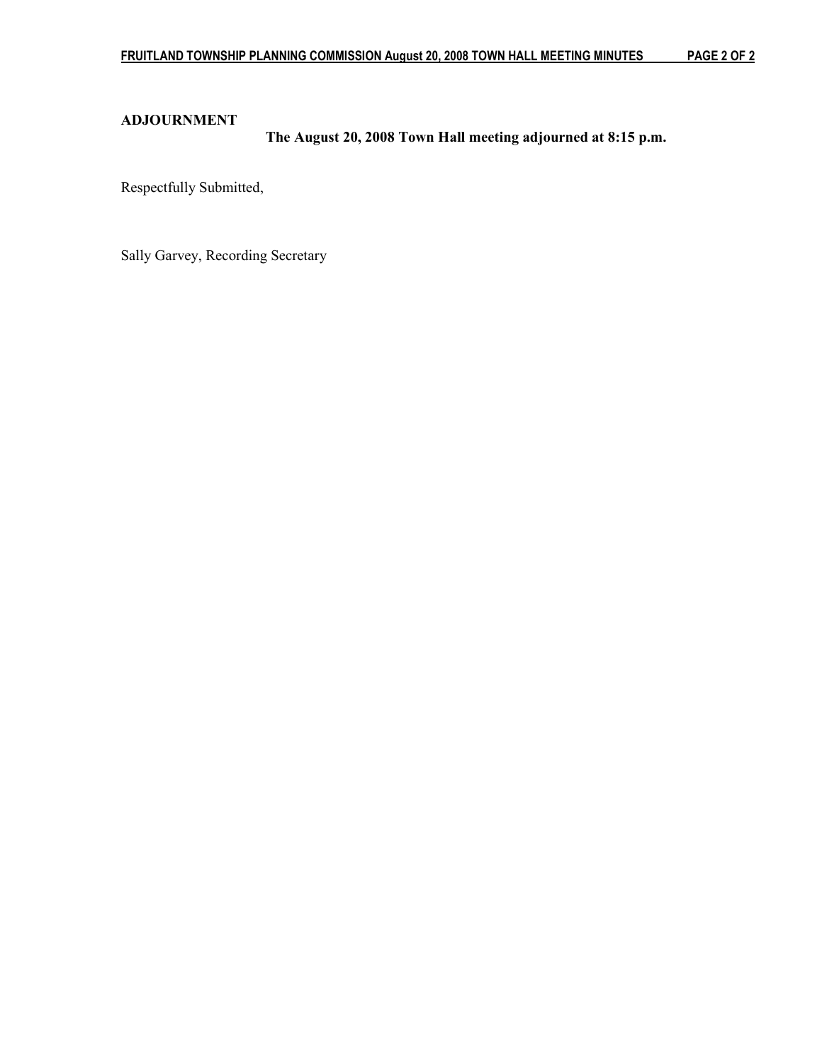**ADJOURNMENT**

**The August 20, 2008 Town Hall meeting adjourned at 8:15 p.m.**

Respectfully Submitted,

Sally Garvey, Recording Secretary